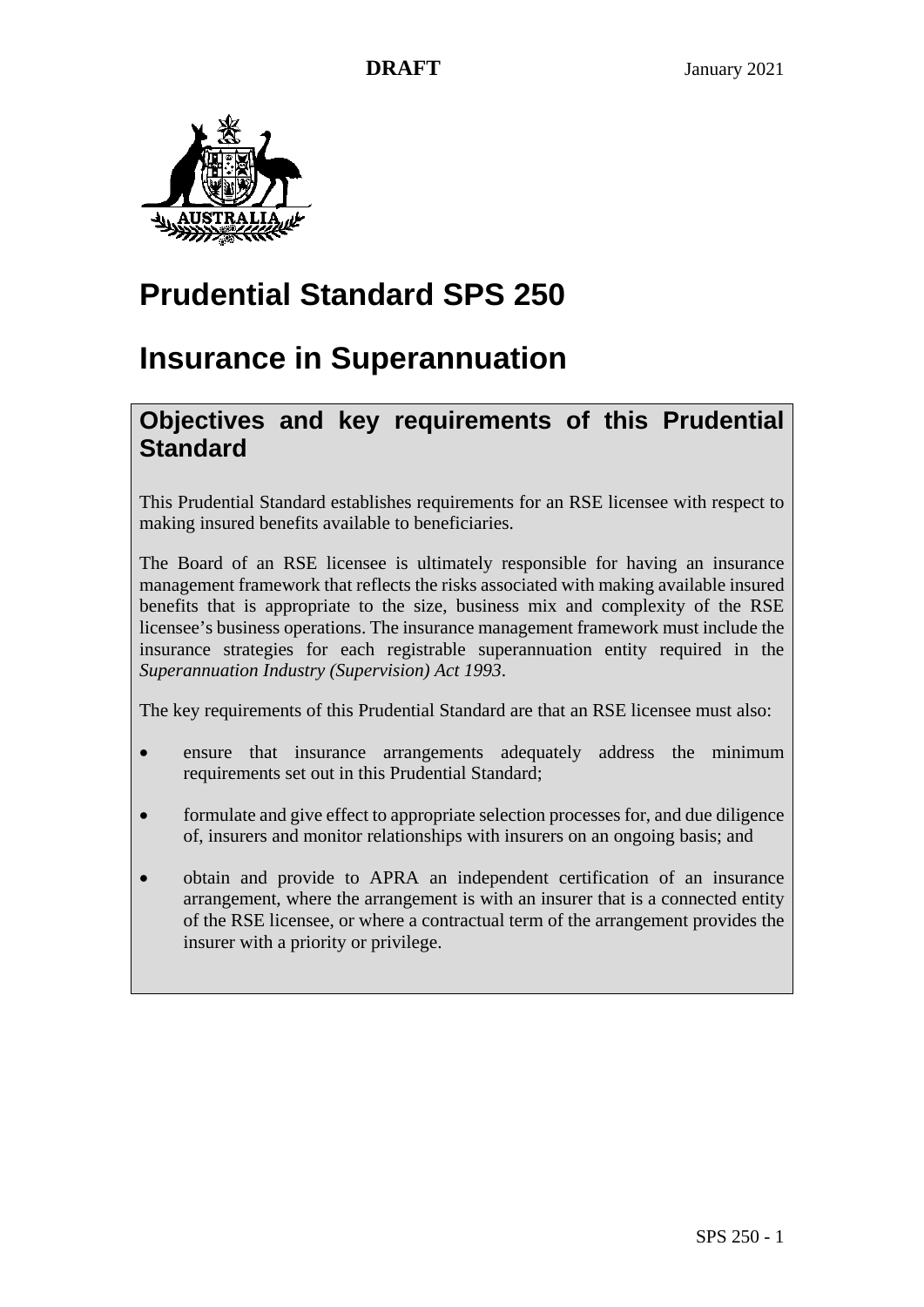# Prudential Standard SPS 250

# Insurance in Superannuation

## Objectives and key requirements of this Prudential Standard

This Prudential Standard establishes requirements for an RSE licensee with respect to making insured benefits available to beneficiaries.

The Board of an RSE licensee is ultimately responsible for having an insurance management framework that reflects the risks associated with making available insured benefits that is appropriate to the size, business mix and complexity of the RSE licensee's business operations. The insurance management framework must include the insurance strategies for each registrable superannuation entity required in the *Superannuation Industry (Supervision) Act 1993*.

The key requirements of this Prudential Standard are that an RSE licensee must also:

- ensure that insurance arrangements adequately address the minimum requirements set out in this Prudential Standard;
- formulate and give effect to appropriate selection processes for, and due diligence of, insurers and monitor relationships with insurers on an ongoing basis; and
- obtain and provide to APRA an independent certification of an insurance arrangement, where the arrangement is with an insurer that is a connected entity of the RSE licensee, or where a contractual term of the arrangement provides the insurer with a priority or privilege.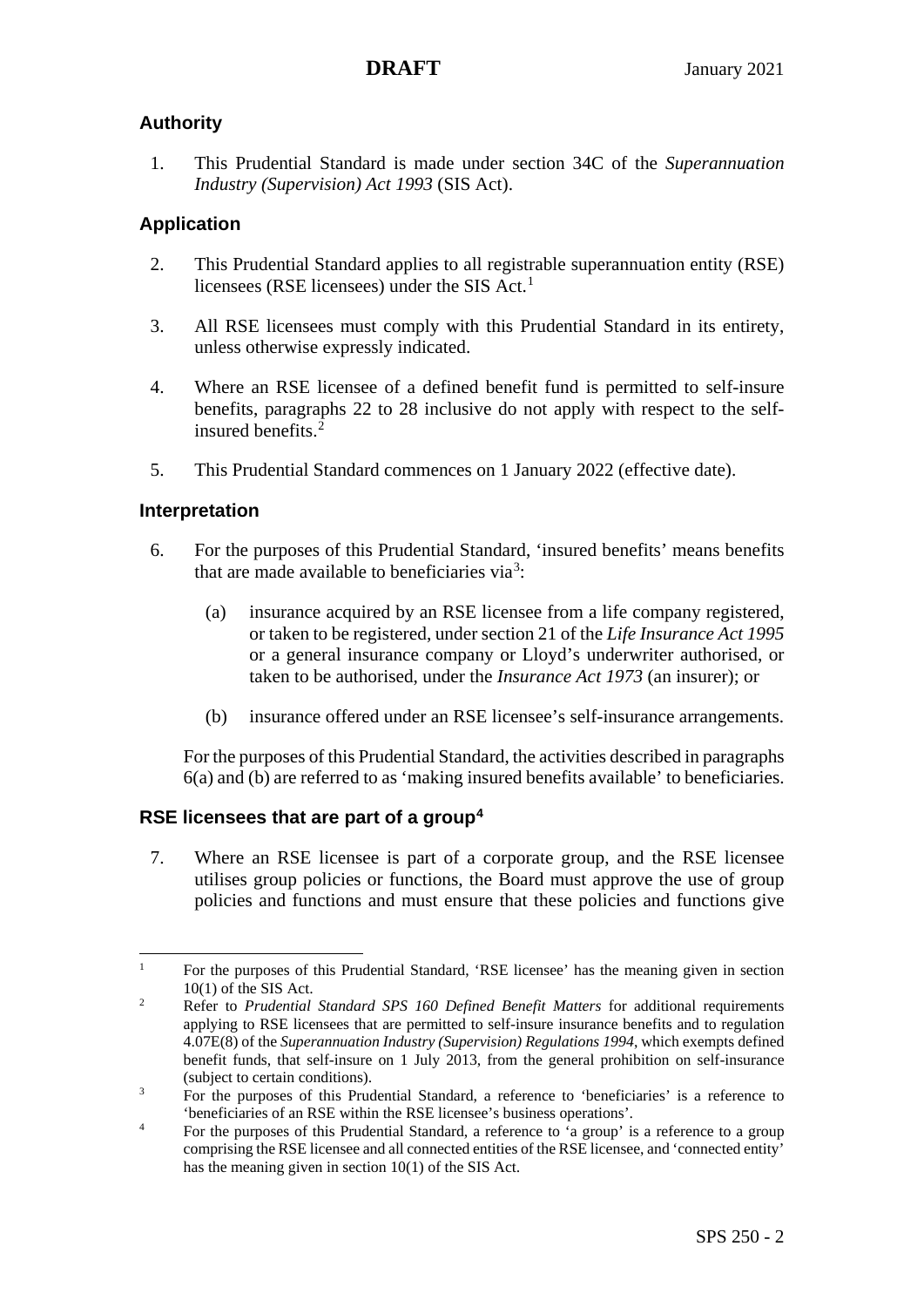## Authority

1. This Prudential Standard is made under section 34C of the *Superannuation Industry (Supervision) Act 1993* (SIS Act).

## Application

2. This Prudential Standard applies to all registrable superannuation entity (RSE) licensees (RSE licensees) under the SIS Act.[1]

3. All RSE licensees must comply with this Prudential Standard in its entirety, unless otherwise expressly indicated.

4. Where an RSE licensee of a defined benefit fund is permitted to self-insure benefits, paragraphs 22 to 28 inclusive do not apply with respect to the self-insured benefits.[2]

5. This Prudential Standard commences on 1 January 2022 (effective date).

## Interpretation

6. For the purposes of this Prudential Standard, 'insured benefits' means benefits that are made available to beneficiaries via[3]:

   (a) insurance acquired by an RSE licensee from a life company registered, or taken to be registered, under section 21 of the *Life Insurance Act 1995* or a general insurance company or Lloyd's underwriter authorised, or taken to be authorised, under the *Insurance Act 1973* (an insurer); or

   (b) insurance offered under an RSE licensee's self-insurance arrangements.

   For the purposes of this Prudential Standard, the activities described in paragraphs 6(a) and (b) are referred to as 'making insured benefits available' to beneficiaries.

## RSE licensees that are part of a group[4]

7. Where an RSE licensee is part of a corporate group, and the RSE licensee utilises group policies or functions, the Board must approve the use of group policies and functions and must ensure that these policies and functions give

---

[1] For the purposes of this Prudential Standard, 'RSE licensee' has the meaning given in section 10(1) of the SIS Act.

[2] Refer to *Prudential Standard SPS 160 Defined Benefit Matters* for additional requirements applying to RSE licensees that are permitted to self-insure insurance benefits and to regulation 4.07E(8) of the *Superannuation Industry (Supervision) Regulations 1994*, which exempts defined benefit funds, that self-insure on 1 July 2013, from the general prohibition on self-insurance (subject to certain conditions).

[3] For the purposes of this Prudential Standard, a reference to 'beneficiaries' is a reference to 'beneficiaries of an RSE within the RSE licensee's business operations'.

[4] For the purposes of this Prudential Standard, a reference to 'a group' is a reference to a group comprising the RSE licensee and all connected entities of the RSE licensee, and 'connected entity' has the meaning given in section 10(1) of the SIS Act.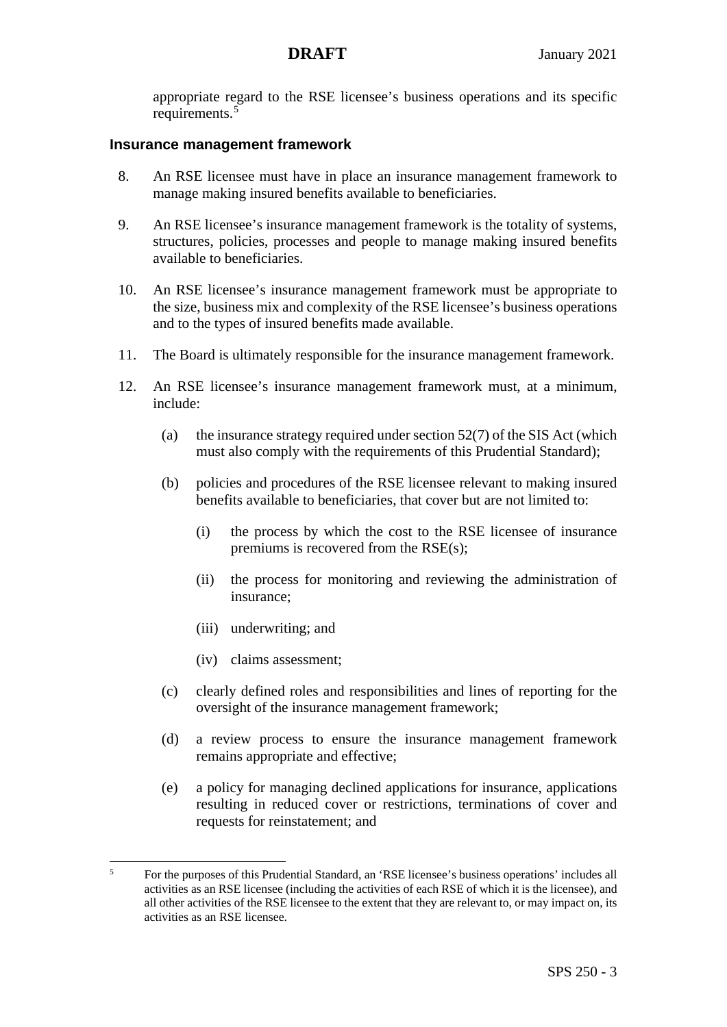appropriate regard to the RSE licensee's business operations and its specific requirements.[5]

### Insurance management framework

8. An RSE licensee must have in place an insurance management framework to manage making insured benefits available to beneficiaries.

9. An RSE licensee's insurance management framework is the totality of systems, structures, policies, processes and people to manage making insured benefits available to beneficiaries.

10. An RSE licensee's insurance management framework must be appropriate to the size, business mix and complexity of the RSE licensee's business operations and to the types of insured benefits made available.

11. The Board is ultimately responsible for the insurance management framework.

12. An RSE licensee's insurance management framework must, at a minimum, include:

    (a) the insurance strategy required under section 52(7) of the SIS Act (which must also comply with the requirements of this Prudential Standard);

    (b) policies and procedures of the RSE licensee relevant to making insured benefits available to beneficiaries, that cover but are not limited to:

        (i) the process by which the cost to the RSE licensee of insurance premiums is recovered from the RSE(s);

        (ii) the process for monitoring and reviewing the administration of insurance;

        (iii) underwriting; and

        (iv) claims assessment;

    (c) clearly defined roles and responsibilities and lines of reporting for the oversight of the insurance management framework;

    (d) a review process to ensure the insurance management framework remains appropriate and effective;

    (e) a policy for managing declined applications for insurance, applications resulting in reduced cover or restrictions, terminations of cover and requests for reinstatement; and

---

[5] For the purposes of this Prudential Standard, an 'RSE licensee's business operations' includes all activities as an RSE licensee (including the activities of each RSE of which it is the licensee), and all other activities of the RSE licensee to the extent that they are relevant to, or may impact on, its activities as an RSE licensee.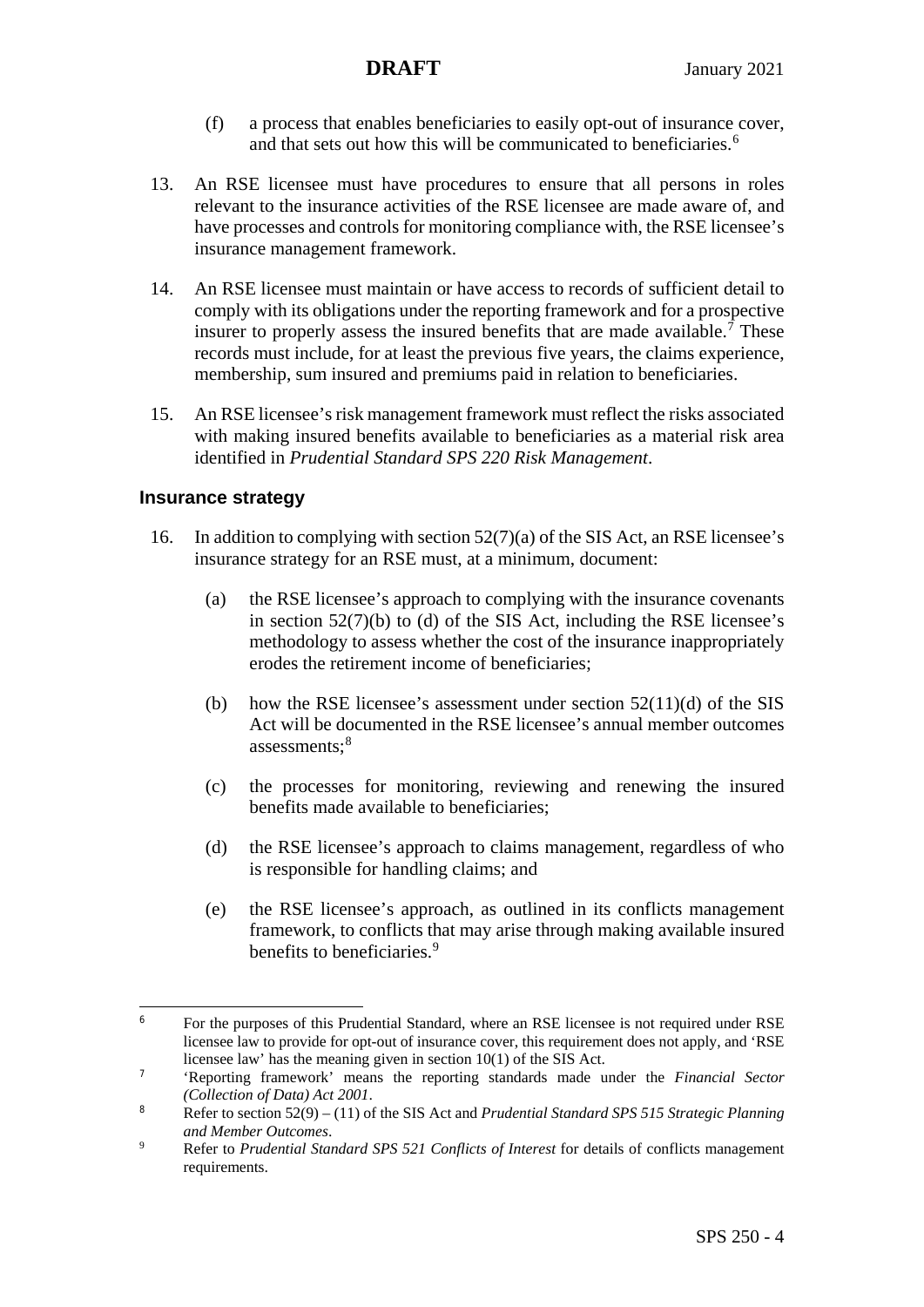(f) a process that enables beneficiaries to easily opt-out of insurance cover, and that sets out how this will be communicated to beneficiaries.[6]

13. An RSE licensee must have procedures to ensure that all persons in roles relevant to the insurance activities of the RSE licensee are made aware of, and have processes and controls for monitoring compliance with, the RSE licensee's insurance management framework.

14. An RSE licensee must maintain or have access to records of sufficient detail to comply with its obligations under the reporting framework and for a prospective insurer to properly assess the insured benefits that are made available.[7] These records must include, for at least the previous five years, the claims experience, membership, sum insured and premiums paid in relation to beneficiaries.

15. An RSE licensee's risk management framework must reflect the risks associated with making insured benefits available to beneficiaries as a material risk area identified in *Prudential Standard SPS 220 Risk Management*.

### Insurance strategy

16. In addition to complying with section 52(7)(a) of the SIS Act, an RSE licensee's insurance strategy for an RSE must, at a minimum, document:

    (a) the RSE licensee's approach to complying with the insurance covenants in section 52(7)(b) to (d) of the SIS Act, including the RSE licensee's methodology to assess whether the cost of the insurance inappropriately erodes the retirement income of beneficiaries;

    (b) how the RSE licensee's assessment under section 52(11)(d) of the SIS Act will be documented in the RSE licensee's annual member outcomes assessments;[8]

    (c) the processes for monitoring, reviewing and renewing the insured benefits made available to beneficiaries;

    (d) the RSE licensee's approach to claims management, regardless of who is responsible for handling claims; and

    (e) the RSE licensee's approach, as outlined in its conflicts management framework, to conflicts that may arise through making available insured benefits to beneficiaries.[9]

---

[6] For the purposes of this Prudential Standard, where an RSE licensee is not required under RSE licensee law to provide for opt-out of insurance cover, this requirement does not apply, and 'RSE licensee law' has the meaning given in section 10(1) of the SIS Act.

[7] 'Reporting framework' means the reporting standards made under the *Financial Sector (Collection of Data) Act 2001*.

[8] Refer to section 52(9) – (11) of the SIS Act and *Prudential Standard SPS 515 Strategic Planning and Member Outcomes*.

[9] Refer to *Prudential Standard SPS 521 Conflicts of Interest* for details of conflicts management requirements.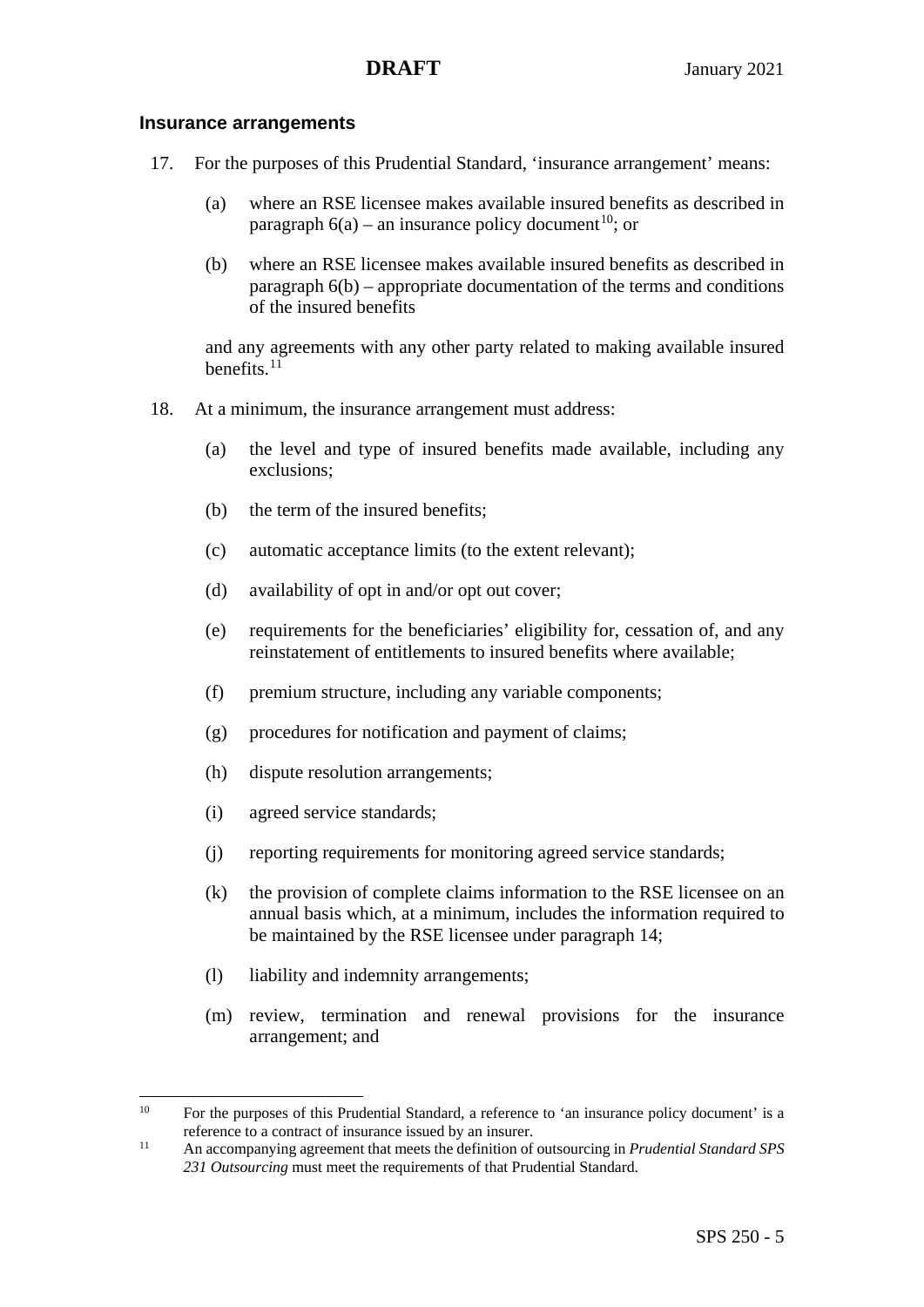### Insurance arrangements

17. For the purposes of this Prudential Standard, 'insurance arrangement' means:

    (a) where an RSE licensee makes available insured benefits as described in paragraph 6(a) – an insurance policy document[10]; or

    (b) where an RSE licensee makes available insured benefits as described in paragraph 6(b) – appropriate documentation of the terms and conditions of the insured benefits

    and any agreements with any other party related to making available insured benefits.[11]

18. At a minimum, the insurance arrangement must address:

    (a) the level and type of insured benefits made available, including any exclusions;

    (b) the term of the insured benefits;

    (c) automatic acceptance limits (to the extent relevant);

    (d) availability of opt in and/or opt out cover;

    (e) requirements for the beneficiaries' eligibility for, cessation of, and any reinstatement of entitlements to insured benefits where available;

    (f) premium structure, including any variable components;

    (g) procedures for notification and payment of claims;

    (h) dispute resolution arrangements;

    (i) agreed service standards;

    (j) reporting requirements for monitoring agreed service standards;

    (k) the provision of complete claims information to the RSE licensee on an annual basis which, at a minimum, includes the information required to be maintained by the RSE licensee under paragraph 14;

    (l) liability and indemnity arrangements;

    (m) review, termination and renewal provisions for the insurance arrangement; and

---

[10] For the purposes of this Prudential Standard, a reference to 'an insurance policy document' is a reference to a contract of insurance issued by an insurer.

[11] An accompanying agreement that meets the definition of outsourcing in *Prudential Standard SPS 231 Outsourcing* must meet the requirements of that Prudential Standard.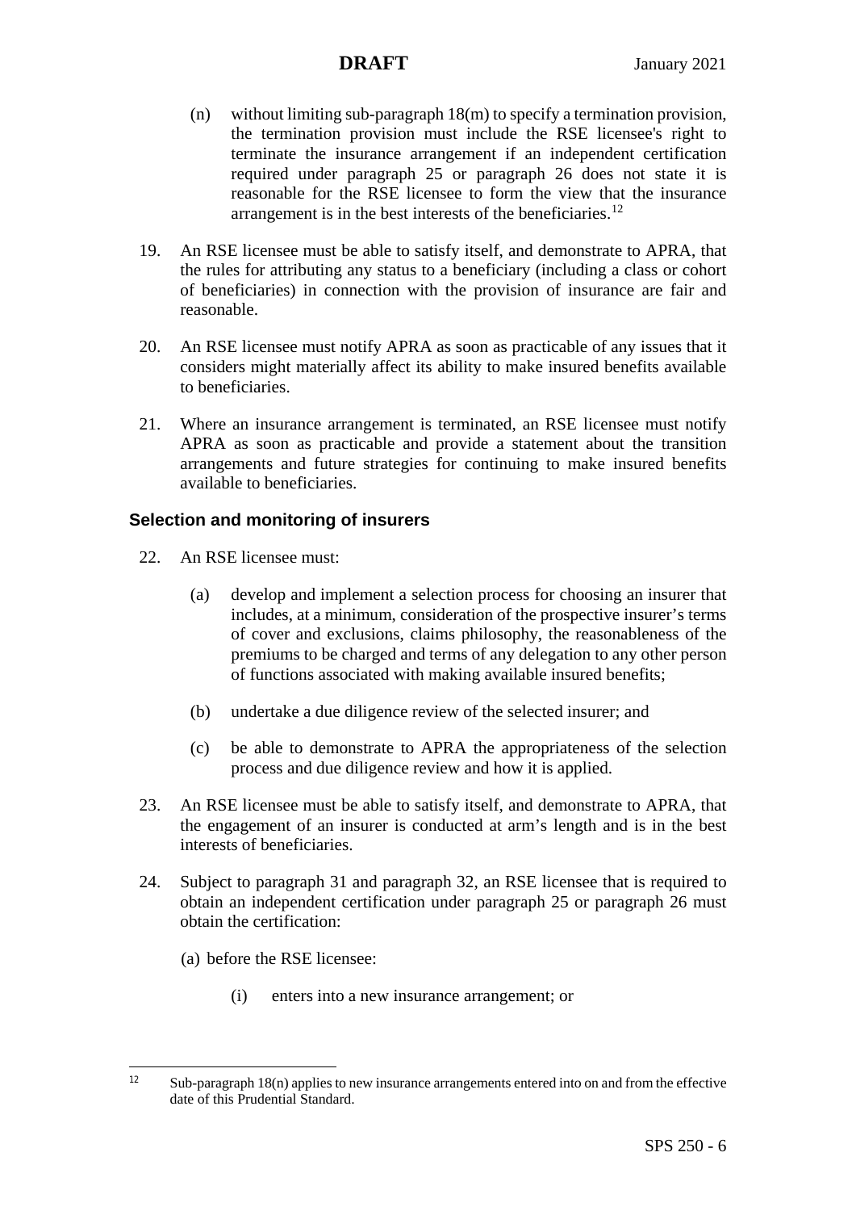(n) without limiting sub-paragraph 18(m) to specify a termination provision, the termination provision must include the RSE licensee's right to terminate the insurance arrangement if an independent certification required under paragraph 25 or paragraph 26 does not state it is reasonable for the RSE licensee to form the view that the insurance arrangement is in the best interests of the beneficiaries.[12]

19. An RSE licensee must be able to satisfy itself, and demonstrate to APRA, that the rules for attributing any status to a beneficiary (including a class or cohort of beneficiaries) in connection with the provision of insurance are fair and reasonable.

20. An RSE licensee must notify APRA as soon as practicable of any issues that it considers might materially affect its ability to make insured benefits available to beneficiaries.

21. Where an insurance arrangement is terminated, an RSE licensee must notify APRA as soon as practicable and provide a statement about the transition arrangements and future strategies for continuing to make insured benefits available to beneficiaries.

### Selection and monitoring of insurers

22. An RSE licensee must:

    (a) develop and implement a selection process for choosing an insurer that includes, at a minimum, consideration of the prospective insurer's terms of cover and exclusions, claims philosophy, the reasonableness of the premiums to be charged and terms of any delegation to any other person of functions associated with making available insured benefits;

    (b) undertake a due diligence review of the selected insurer; and

    (c) be able to demonstrate to APRA the appropriateness of the selection process and due diligence review and how it is applied.

23. An RSE licensee must be able to satisfy itself, and demonstrate to APRA, that the engagement of an insurer is conducted at arm's length and is in the best interests of beneficiaries.

24. Subject to paragraph 31 and paragraph 32, an RSE licensee that is required to obtain an independent certification under paragraph 25 or paragraph 26 must obtain the certification:

    (a) before the RSE licensee:

        (i) enters into a new insurance arrangement; or

---

[12] Sub-paragraph 18(n) applies to new insurance arrangements entered into on and from the effective date of this Prudential Standard.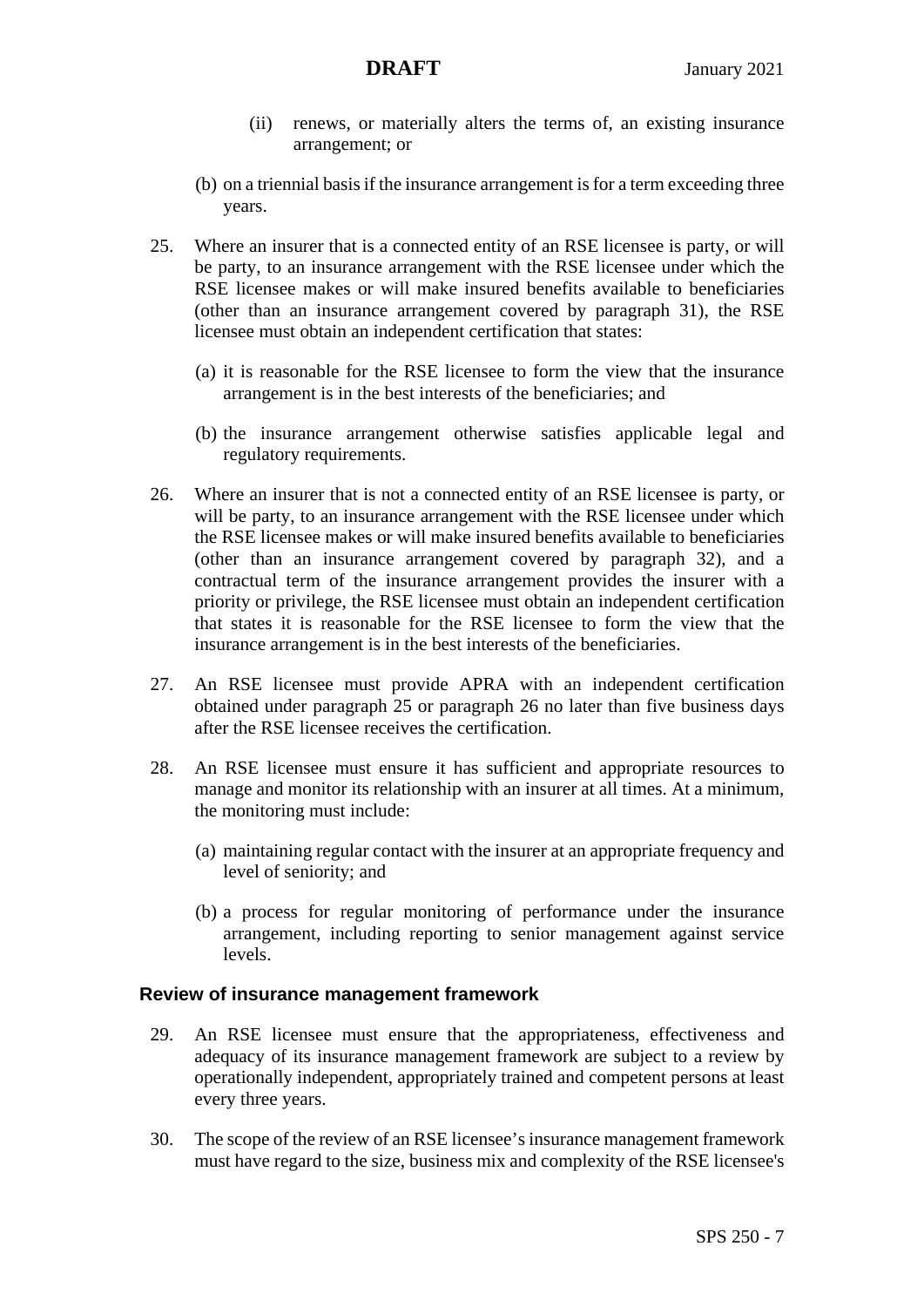(ii) renews, or materially alters the terms of, an existing insurance arrangement; or

(b) on a triennial basis if the insurance arrangement is for a term exceeding three years.

25. Where an insurer that is a connected entity of an RSE licensee is party, or will be party, to an insurance arrangement with the RSE licensee under which the RSE licensee makes or will make insured benefits available to beneficiaries (other than an insurance arrangement covered by paragraph 31), the RSE licensee must obtain an independent certification that states:

(a) it is reasonable for the RSE licensee to form the view that the insurance arrangement is in the best interests of the beneficiaries; and

(b) the insurance arrangement otherwise satisfies applicable legal and regulatory requirements.

26. Where an insurer that is not a connected entity of an RSE licensee is party, or will be party, to an insurance arrangement with the RSE licensee under which the RSE licensee makes or will make insured benefits available to beneficiaries (other than an insurance arrangement covered by paragraph 32), and a contractual term of the insurance arrangement provides the insurer with a priority or privilege, the RSE licensee must obtain an independent certification that states it is reasonable for the RSE licensee to form the view that the insurance arrangement is in the best interests of the beneficiaries.

27. An RSE licensee must provide APRA with an independent certification obtained under paragraph 25 or paragraph 26 no later than five business days after the RSE licensee receives the certification.

28. An RSE licensee must ensure it has sufficient and appropriate resources to manage and monitor its relationship with an insurer at all times. At a minimum, the monitoring must include:

(a) maintaining regular contact with the insurer at an appropriate frequency and level of seniority; and

(b) a process for regular monitoring of performance under the insurance arrangement, including reporting to senior management against service levels.

### Review of insurance management framework

29. An RSE licensee must ensure that the appropriateness, effectiveness and adequacy of its insurance management framework are subject to a review by operationally independent, appropriately trained and competent persons at least every three years.

30. The scope of the review of an RSE licensee's insurance management framework must have regard to the size, business mix and complexity of the RSE licensee's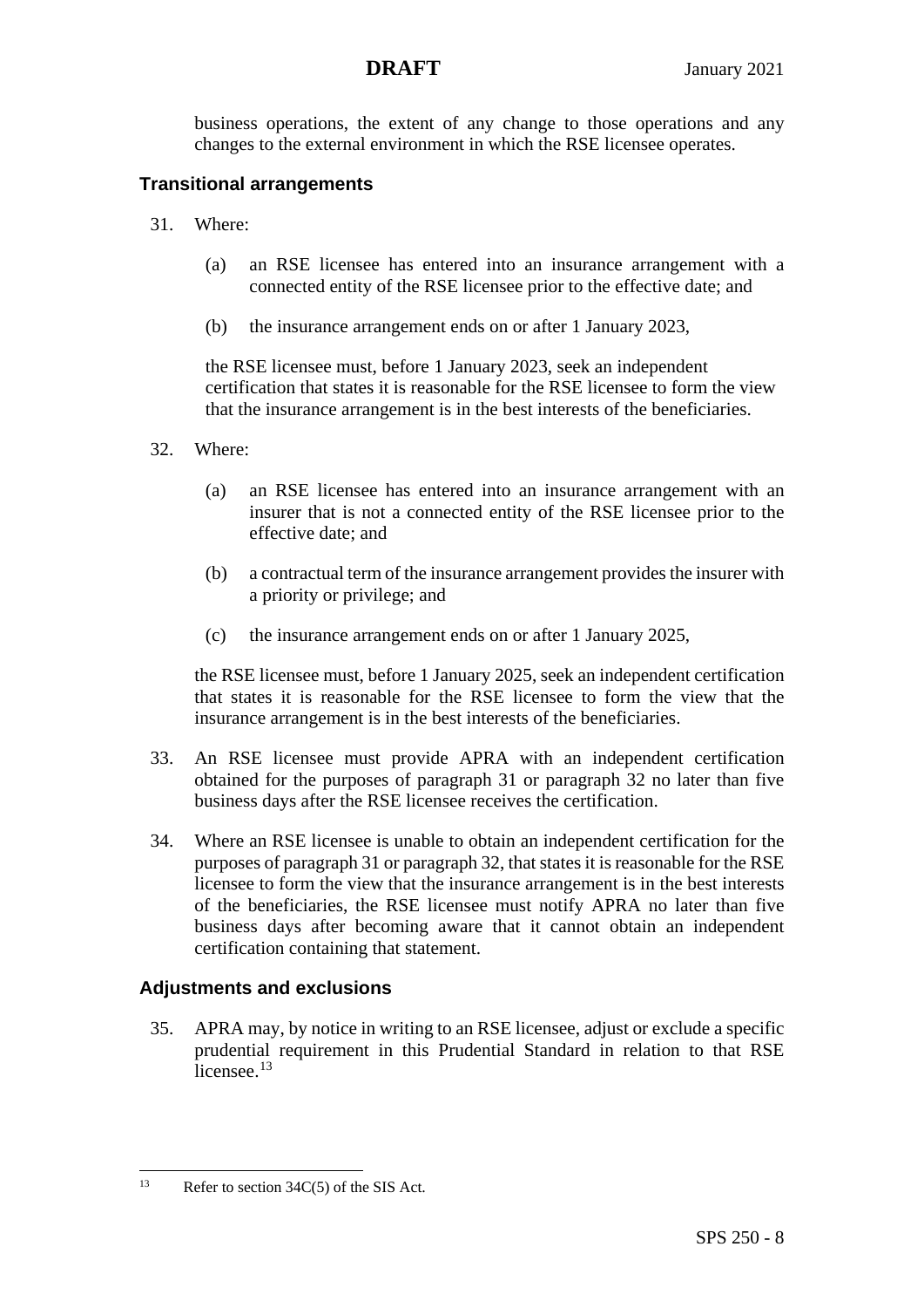business operations, the extent of any change to those operations and any changes to the external environment in which the RSE licensee operates.

## Transitional arrangements

31. Where:

    (a) an RSE licensee has entered into an insurance arrangement with a connected entity of the RSE licensee prior to the effective date; and

    (b) the insurance arrangement ends on or after 1 January 2023,

    the RSE licensee must, before 1 January 2023, seek an independent certification that states it is reasonable for the RSE licensee to form the view that the insurance arrangement is in the best interests of the beneficiaries.

32. Where:

    (a) an RSE licensee has entered into an insurance arrangement with an insurer that is not a connected entity of the RSE licensee prior to the effective date; and

    (b) a contractual term of the insurance arrangement provides the insurer with a priority or privilege; and

    (c) the insurance arrangement ends on or after 1 January 2025,

    the RSE licensee must, before 1 January 2025, seek an independent certification that states it is reasonable for the RSE licensee to form the view that the insurance arrangement is in the best interests of the beneficiaries.

33. An RSE licensee must provide APRA with an independent certification obtained for the purposes of paragraph 31 or paragraph 32 no later than five business days after the RSE licensee receives the certification.

34. Where an RSE licensee is unable to obtain an independent certification for the purposes of paragraph 31 or paragraph 32, that states it is reasonable for the RSE licensee to form the view that the insurance arrangement is in the best interests of the beneficiaries, the RSE licensee must notify APRA no later than five business days after becoming aware that it cannot obtain an independent certification containing that statement.

## Adjustments and exclusions

35. APRA may, by notice in writing to an RSE licensee, adjust or exclude a specific prudential requirement in this Prudential Standard in relation to that RSE licensee.[13]

---

[13] Refer to section 34C(5) of the SIS Act.